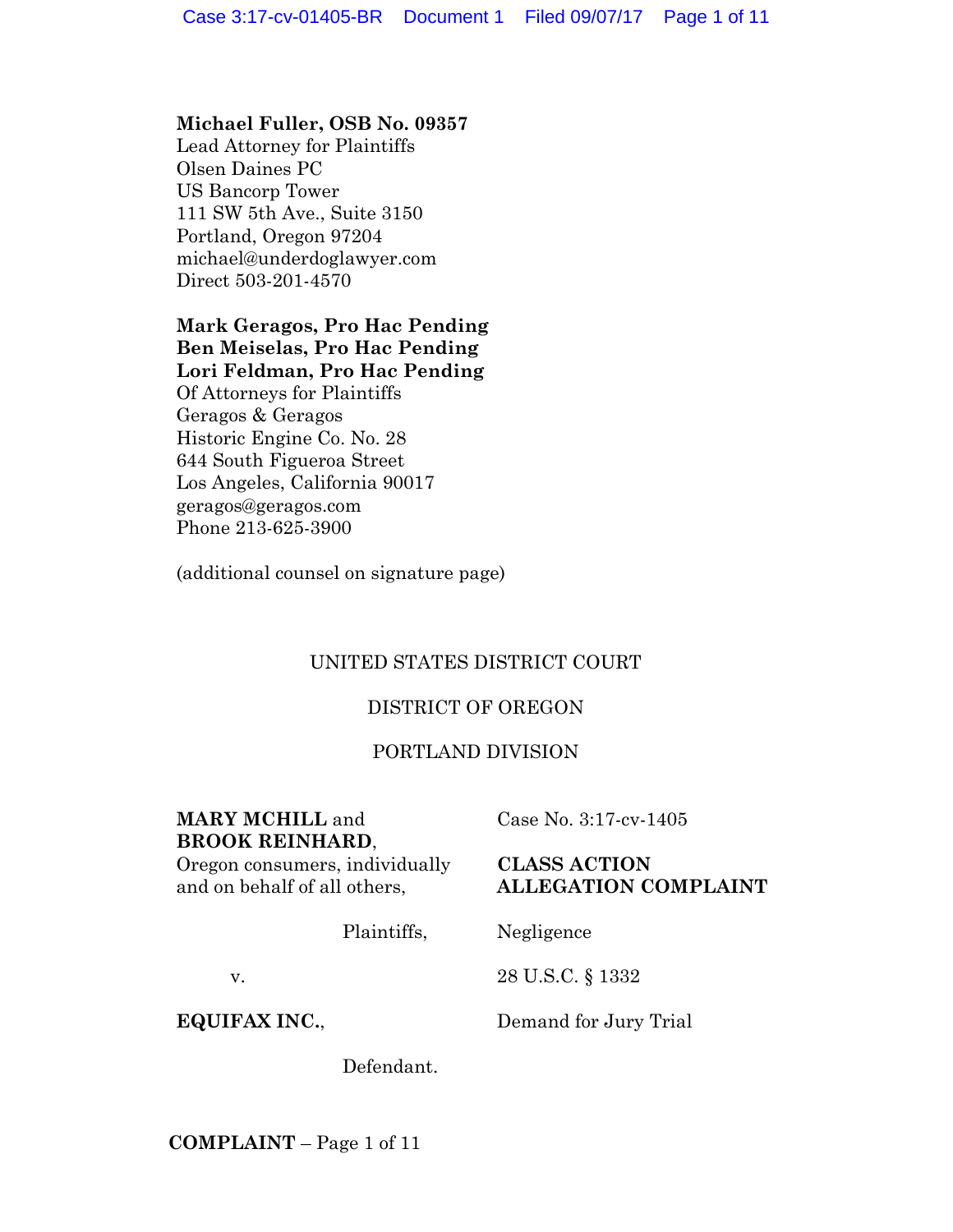**Michael Fuller, OSB No. 09357**
Lead Attorney for Plaintiffs
Olsen Daines PC
US Bancorp Tower
111 SW 5th Ave., Suite 3150
Portland, Oregon 97204
michael@underdoglawyer.com
Direct 503-201-4570

**Mark Geragos, Pro Hac Pending**
**Ben Meiselas, Pro Hac Pending**
**Lori Feldman, Pro Hac Pending**
Of Attorneys for Plaintiffs
Geragos & Geragos
Historic Engine Co. No. 28
644 South Figueroa Street
Los Angeles, California 90017
geragos@geragos.com
Phone 213-625-3900

(additional counsel on signature page)

UNITED STATES DISTRICT COURT

DISTRICT OF OREGON

PORTLAND DIVISION

**MARY MCHILL** and **BROOK REINHARD**, Oregon consumers, individually and on behalf of all others,

Plaintiffs,

v.

**EQUIFAX INC.**,

Defendant.

Case No. 3:17-cv-1405

**CLASS ACTION ALLEGATION COMPLAINT**

Negligence

28 U.S.C. § 1332

Demand for Jury Trial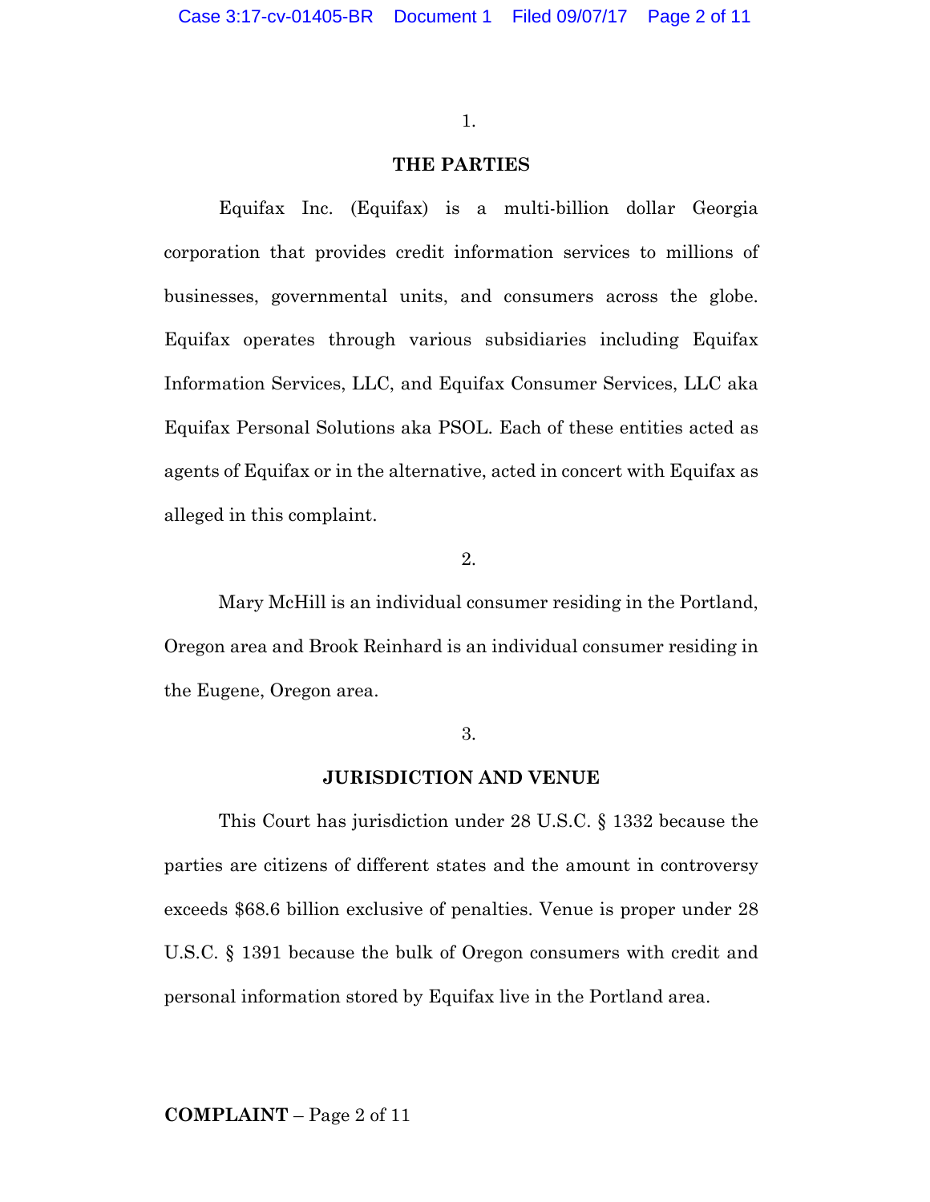1.

**THE PARTIES**

Equifax Inc. (Equifax) is a multi-billion dollar Georgia corporation that provides credit information services to millions of businesses, governmental units, and consumers across the globe. Equifax operates through various subsidiaries including Equifax Information Services, LLC, and Equifax Consumer Services, LLC aka Equifax Personal Solutions aka PSOL. Each of these entities acted as agents of Equifax or in the alternative, acted in concert with Equifax as alleged in this complaint.

2.

Mary McHill is an individual consumer residing in the Portland, Oregon area and Brook Reinhard is an individual consumer residing in the Eugene, Oregon area.

3.

**JURISDICTION AND VENUE**

This Court has jurisdiction under 28 U.S.C. § 1332 because the parties are citizens of different states and the amount in controversy exceeds $68.6 billion exclusive of penalties. Venue is proper under 28 U.S.C. § 1391 because the bulk of Oregon consumers with credit and personal information stored by Equifax live in the Portland area.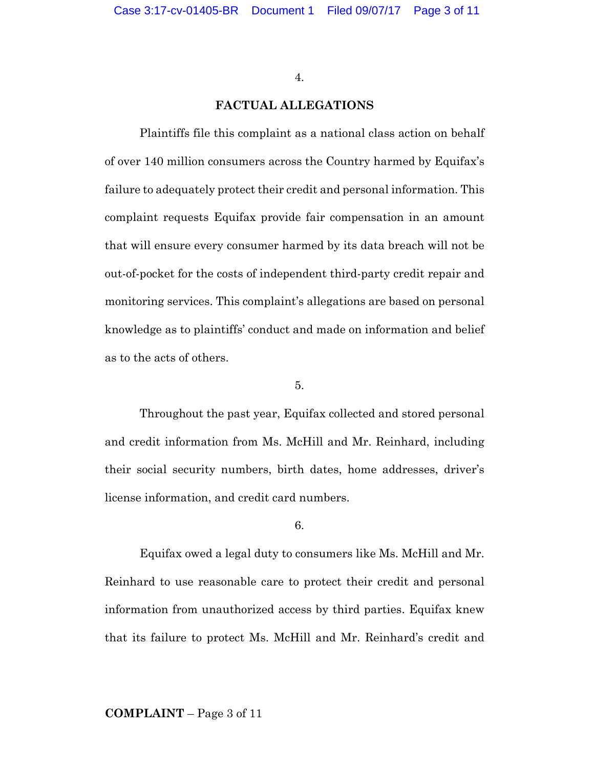4.

## FACTUAL ALLEGATIONS

Plaintiffs file this complaint as a national class action on behalf of over 140 million consumers across the Country harmed by Equifax's failure to adequately protect their credit and personal information. This complaint requests Equifax provide fair compensation in an amount that will ensure every consumer harmed by its data breach will not be out-of-pocket for the costs of independent third-party credit repair and monitoring services. This complaint's allegations are based on personal knowledge as to plaintiffs' conduct and made on information and belief as to the acts of others.

5.

Throughout the past year, Equifax collected and stored personal and credit information from Ms. McHill and Mr. Reinhard, including their social security numbers, birth dates, home addresses, driver's license information, and credit card numbers.

6.

Equifax owed a legal duty to consumers like Ms. McHill and Mr. Reinhard to use reasonable care to protect their credit and personal information from unauthorized access by third parties. Equifax knew that its failure to protect Ms. McHill and Mr. Reinhard's credit and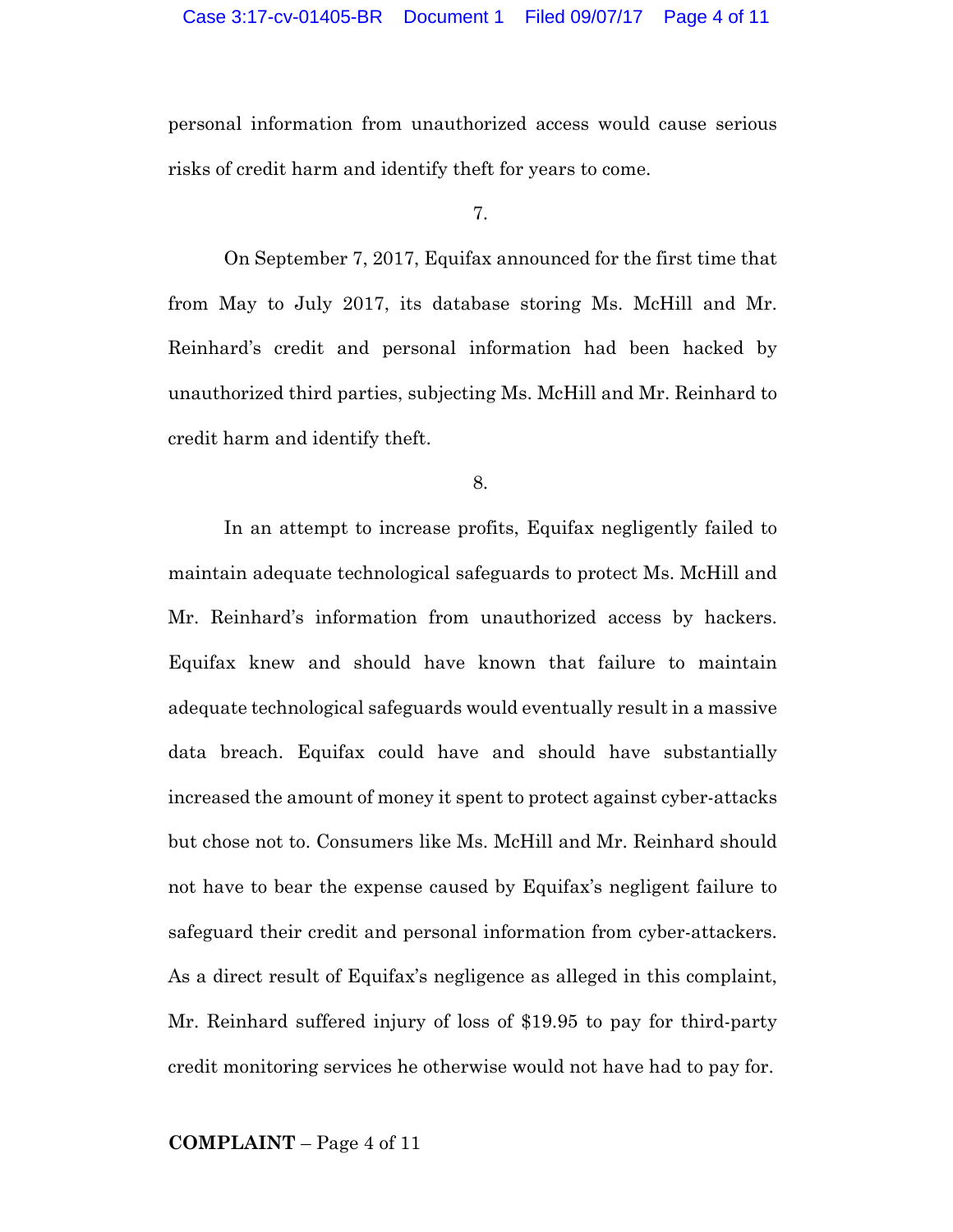personal information from unauthorized access would cause serious risks of credit harm and identify theft for years to come.

7.

On September 7, 2017, Equifax announced for the first time that from May to July 2017, its database storing Ms. McHill and Mr. Reinhard's credit and personal information had been hacked by unauthorized third parties, subjecting Ms. McHill and Mr. Reinhard to credit harm and identify theft.

8.

In an attempt to increase profits, Equifax negligently failed to maintain adequate technological safeguards to protect Ms. McHill and Mr. Reinhard's information from unauthorized access by hackers. Equifax knew and should have known that failure to maintain adequate technological safeguards would eventually result in a massive data breach. Equifax could have and should have substantially increased the amount of money it spent to protect against cyber-attacks but chose not to. Consumers like Ms. McHill and Mr. Reinhard should not have to bear the expense caused by Equifax's negligent failure to safeguard their credit and personal information from cyber-attackers. As a direct result of Equifax's negligence as alleged in this complaint, Mr. Reinhard suffered injury of loss of $19.95 to pay for third-party credit monitoring services he otherwise would not have had to pay for.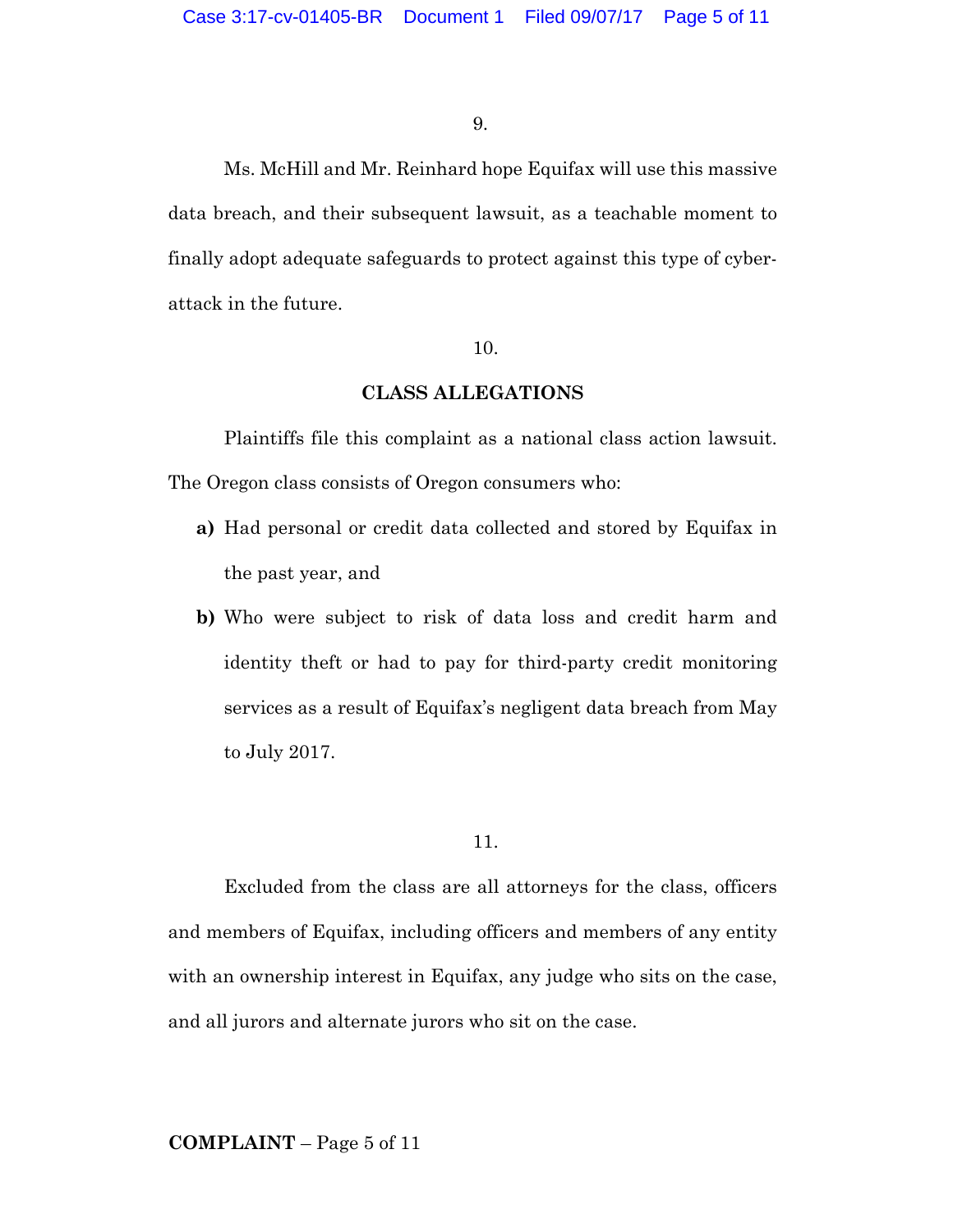9.

Ms. McHill and Mr. Reinhard hope Equifax will use this massive data breach, and their subsequent lawsuit, as a teachable moment to finally adopt adequate safeguards to protect against this type of cyber-attack in the future.

10.

## CLASS ALLEGATIONS

Plaintiffs file this complaint as a national class action lawsuit. The Oregon class consists of Oregon consumers who:

- **a)** Had personal or credit data collected and stored by Equifax in the past year, and
- **b)** Who were subject to risk of data loss and credit harm and identity theft or had to pay for third-party credit monitoring services as a result of Equifax's negligent data breach from May to July 2017.

11.

Excluded from the class are all attorneys for the class, officers and members of Equifax, including officers and members of any entity with an ownership interest in Equifax, any judge who sits on the case, and all jurors and alternate jurors who sit on the case.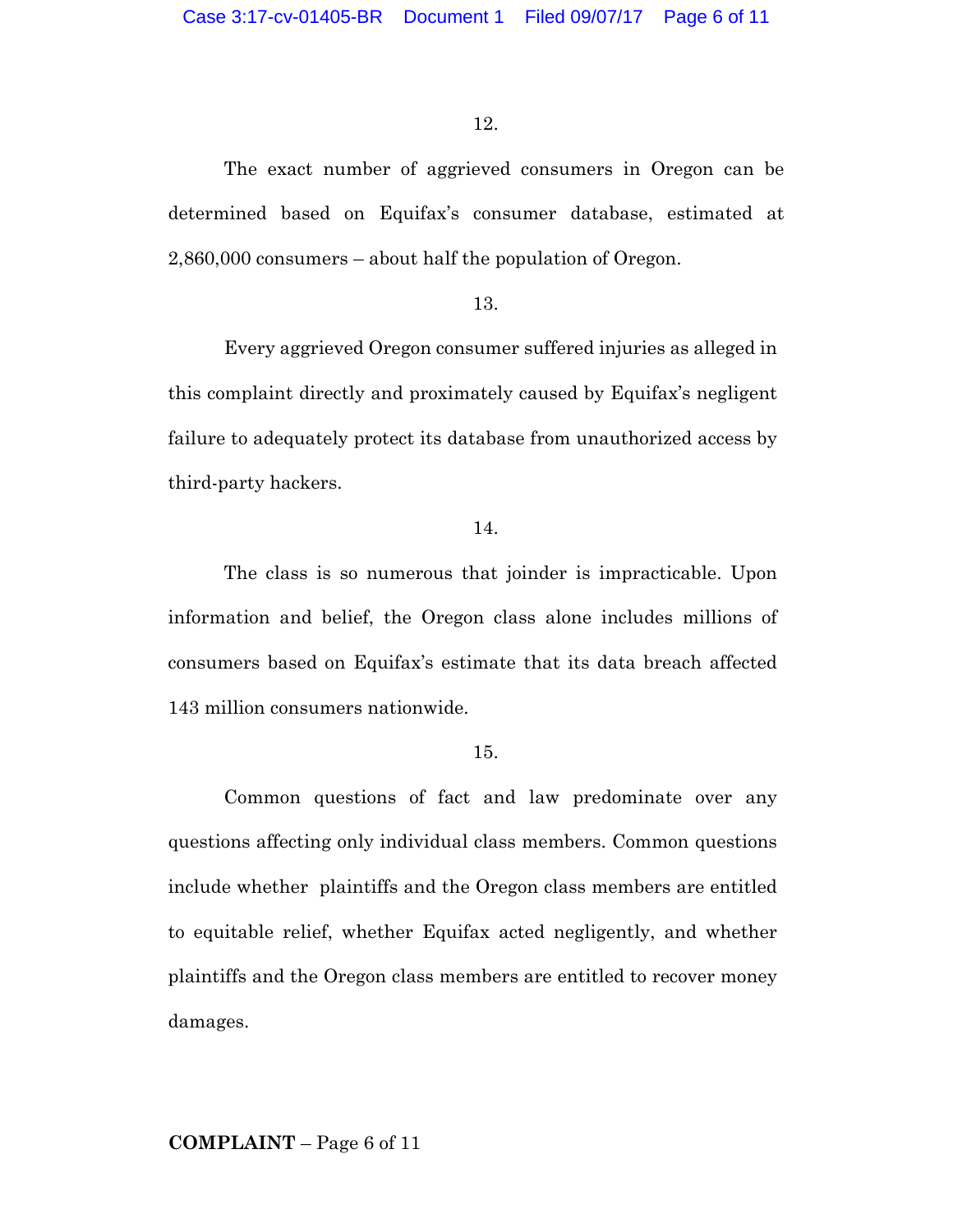12.

The exact number of aggrieved consumers in Oregon can be determined based on Equifax's consumer database, estimated at 2,860,000 consumers – about half the population of Oregon.

13.

Every aggrieved Oregon consumer suffered injuries as alleged in this complaint directly and proximately caused by Equifax's negligent failure to adequately protect its database from unauthorized access by third-party hackers.

14.

The class is so numerous that joinder is impracticable. Upon information and belief, the Oregon class alone includes millions of consumers based on Equifax's estimate that its data breach affected 143 million consumers nationwide.

15.

Common questions of fact and law predominate over any questions affecting only individual class members. Common questions include whether plaintiffs and the Oregon class members are entitled to equitable relief, whether Equifax acted negligently, and whether plaintiffs and the Oregon class members are entitled to recover money damages.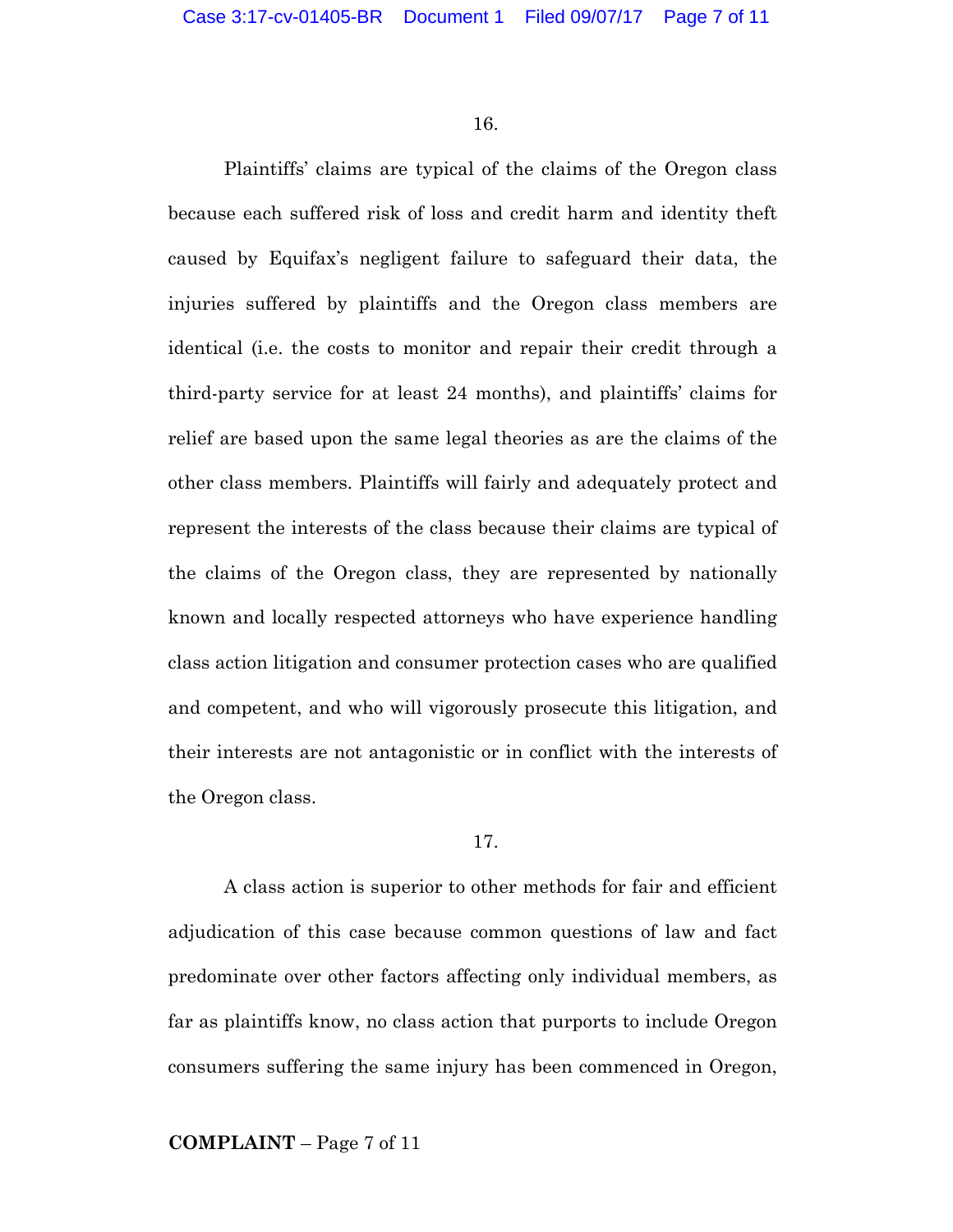16.

Plaintiffs' claims are typical of the claims of the Oregon class because each suffered risk of loss and credit harm and identity theft caused by Equifax's negligent failure to safeguard their data, the injuries suffered by plaintiffs and the Oregon class members are identical (i.e. the costs to monitor and repair their credit through a third-party service for at least 24 months), and plaintiffs' claims for relief are based upon the same legal theories as are the claims of the other class members. Plaintiffs will fairly and adequately protect and represent the interests of the class because their claims are typical of the claims of the Oregon class, they are represented by nationally known and locally respected attorneys who have experience handling class action litigation and consumer protection cases who are qualified and competent, and who will vigorously prosecute this litigation, and their interests are not antagonistic or in conflict with the interests of the Oregon class.

17.

A class action is superior to other methods for fair and efficient adjudication of this case because common questions of law and fact predominate over other factors affecting only individual members, as far as plaintiffs know, no class action that purports to include Oregon consumers suffering the same injury has been commenced in Oregon,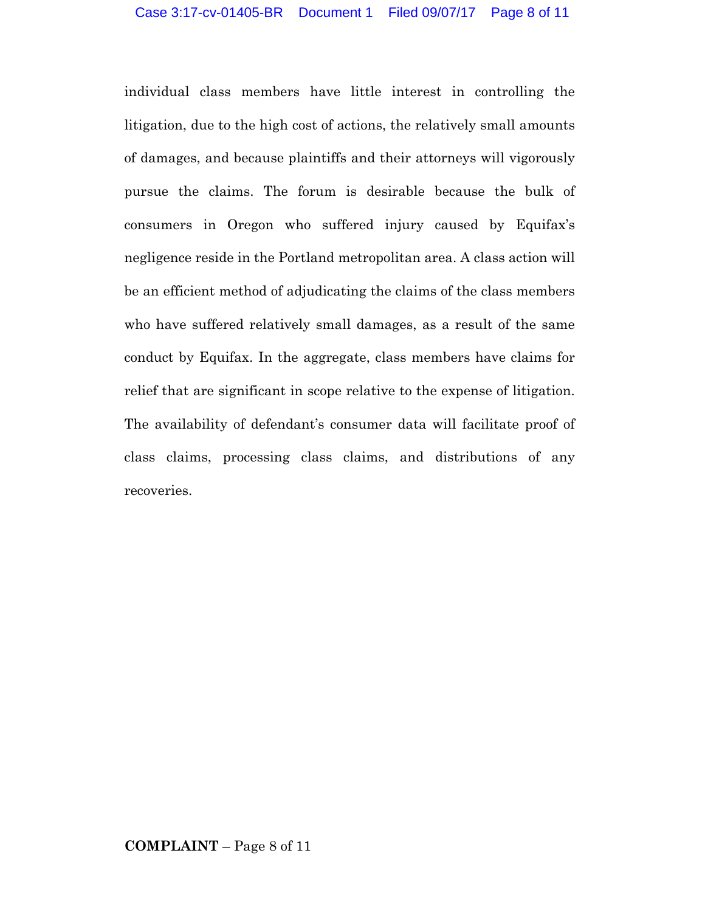individual class members have little interest in controlling the litigation, due to the high cost of actions, the relatively small amounts of damages, and because plaintiffs and their attorneys will vigorously pursue the claims. The forum is desirable because the bulk of consumers in Oregon who suffered injury caused by Equifax's negligence reside in the Portland metropolitan area. A class action will be an efficient method of adjudicating the claims of the class members who have suffered relatively small damages, as a result of the same conduct by Equifax. In the aggregate, class members have claims for relief that are significant in scope relative to the expense of litigation. The availability of defendant's consumer data will facilitate proof of class claims, processing class claims, and distributions of any recoveries.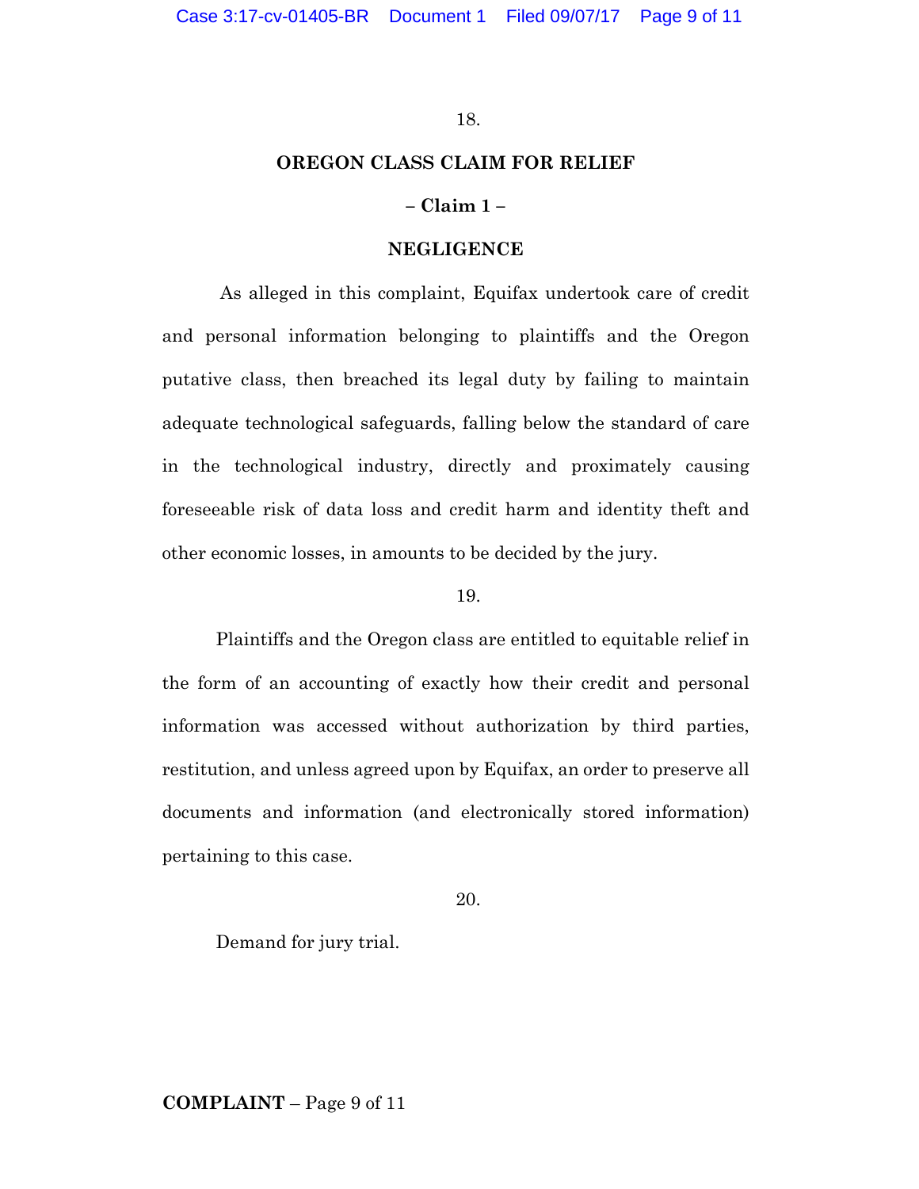18.

**OREGON CLASS CLAIM FOR RELIEF**

**– Claim 1 –**

**NEGLIGENCE**

As alleged in this complaint, Equifax undertook care of credit and personal information belonging to plaintiffs and the Oregon putative class, then breached its legal duty by failing to maintain adequate technological safeguards, falling below the standard of care in the technological industry, directly and proximately causing foreseeable risk of data loss and credit harm and identity theft and other economic losses, in amounts to be decided by the jury.

19.

Plaintiffs and the Oregon class are entitled to equitable relief in the form of an accounting of exactly how their credit and personal information was accessed without authorization by third parties, restitution, and unless agreed upon by Equifax, an order to preserve all documents and information (and electronically stored information) pertaining to this case.

20.

Demand for jury trial.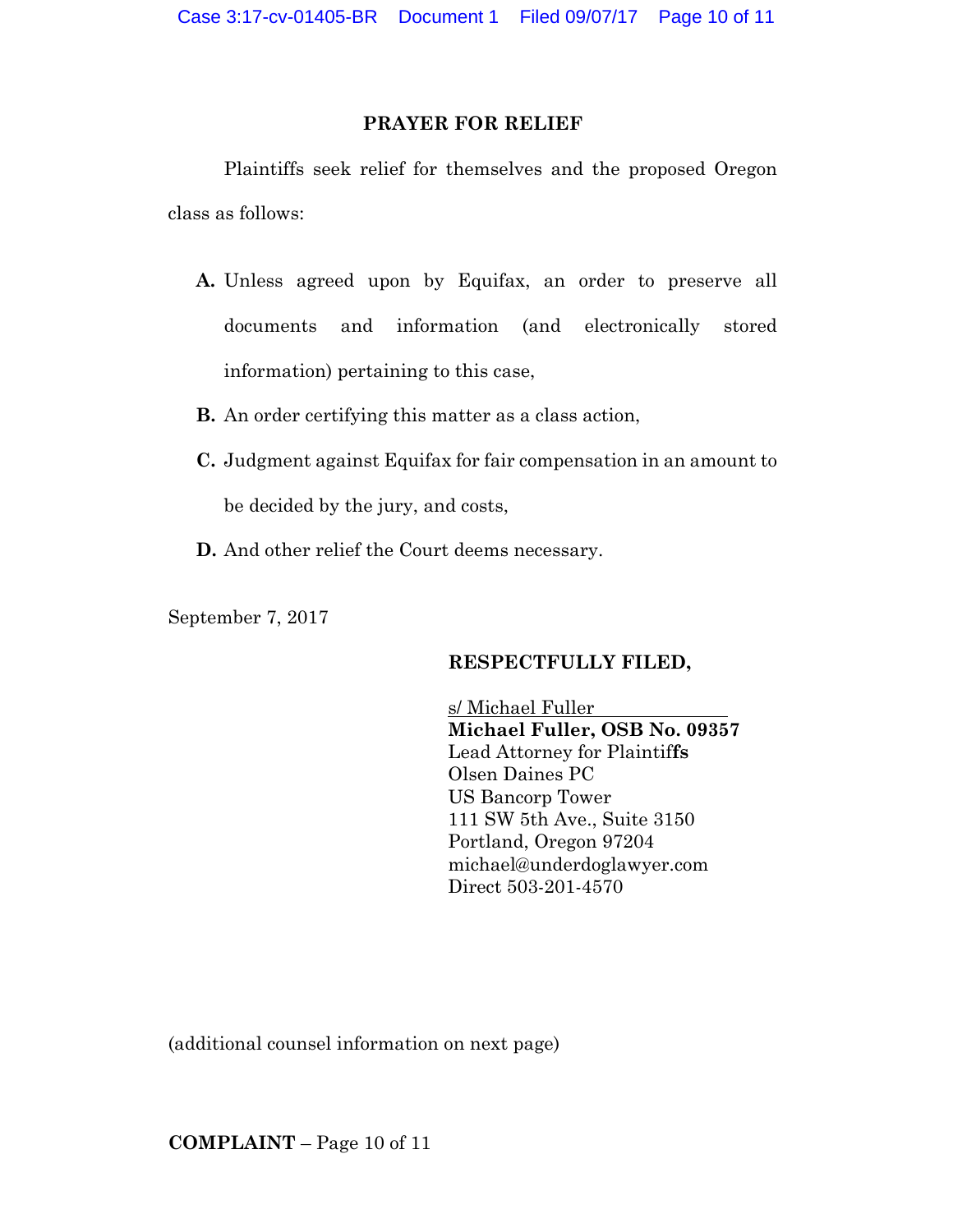## PRAYER FOR RELIEF

Plaintiffs seek relief for themselves and the proposed Oregon class as follows:

**A.** Unless agreed upon by Equifax, an order to preserve all documents and information (and electronically stored information) pertaining to this case,

**B.** An order certifying this matter as a class action,

**C.** Judgment against Equifax for fair compensation in an amount to be decided by the jury, and costs,

**D.** And other relief the Court deems necessary.

September 7, 2017

**RESPECTFULLY FILED,**

s/ Michael Fuller
**Michael Fuller, OSB No. 09357**
Lead Attorney for Plaintiffs
Olsen Daines PC
US Bancorp Tower
111 SW 5th Ave., Suite 3150
Portland, Oregon 97204
michael@underdoglawyer.com
Direct 503-201-4570

(additional counsel information on next page)

**COMPLAINT** – Page 10 of 11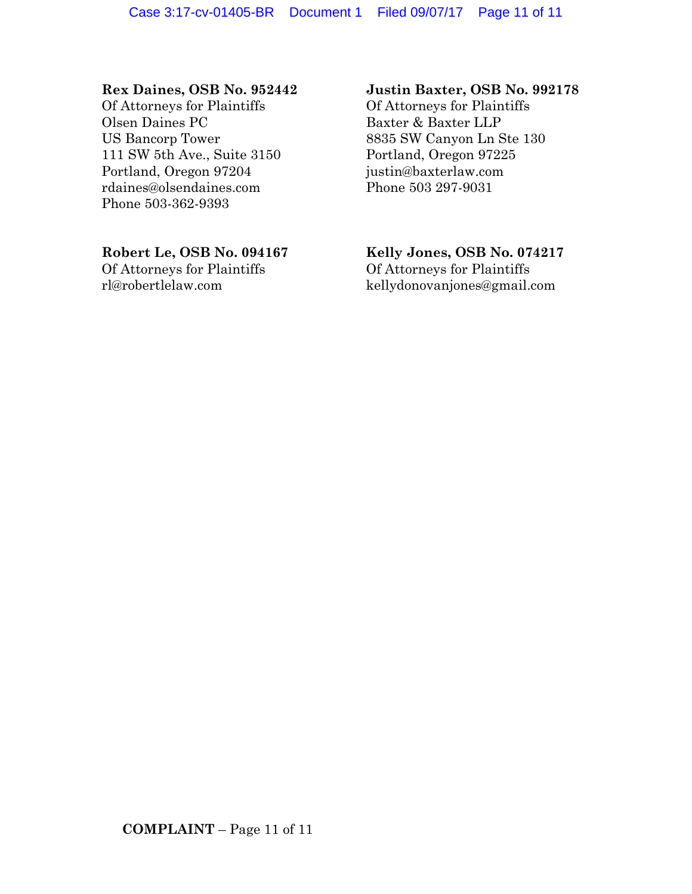**Rex Daines, OSB No. 952442**
Of Attorneys for Plaintiffs
Olsen Daines PC
US Bancorp Tower
111 SW 5th Ave., Suite 3150
Portland, Oregon 97204
rdaines@olsendaines.com
Phone 503-362-9393

**Justin Baxter, OSB No. 992178**
Of Attorneys for Plaintiffs
Baxter & Baxter LLP
8835 SW Canyon Ln Ste 130
Portland, Oregon 97225
justin@baxterlaw.com
Phone 503 297-9031

**Robert Le, OSB No. 094167**
Of Attorneys for Plaintiffs
rl@robertlelaw.com

**Kelly Jones, OSB No. 074217**
Of Attorneys for Plaintiffs
kellydonovanjones@gmail.com